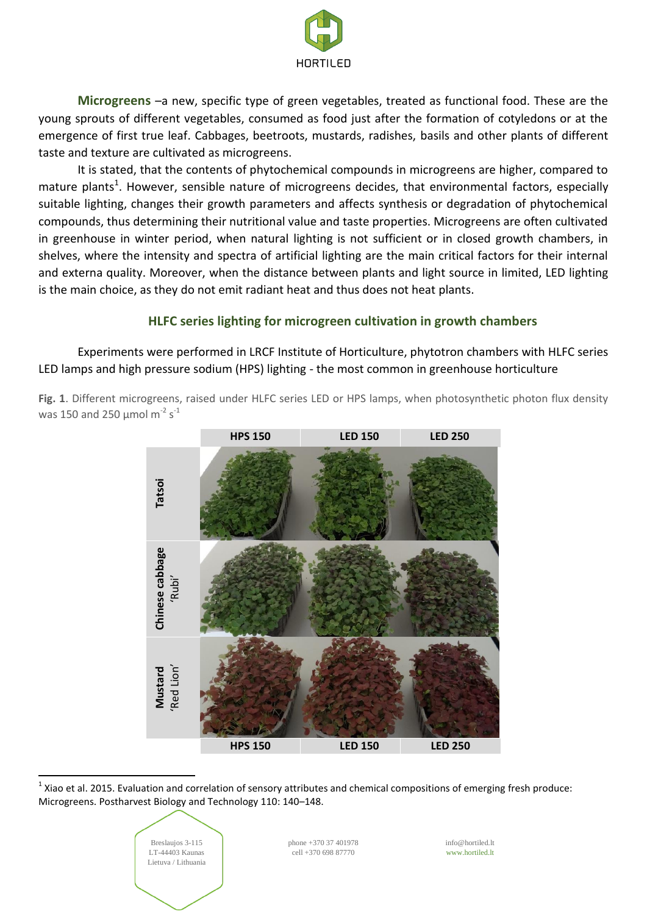**Microgreens** –a new, specific type of green vegetables, treated as functional food. These are the young sprouts of different vegetables, consumed as food just after the formation of cotyledons or at the emergence of first true leaf. Cabbages, beetroots, mustards, radishes, basils and other plants of different taste and texture are cultivated as microgreens.

It is stated, that the contents of phytochemical compounds in microgreens are higher, compared to mature plants[1]. However, sensible nature of microgreens decides, that environmental factors, especially suitable lighting, changes their growth parameters and affects synthesis or degradation of phytochemical compounds, thus determining their nutritional value and taste properties. Microgreens are often cultivated in greenhouse in winter period, when natural lighting is not sufficient or in closed growth chambers, in shelves, where the intensity and spectra of artificial lighting are the main critical factors for their internal and externa quality. Moreover, when the distance between plants and light source in limited, LED lighting is the main choice, as they do not emit radiant heat and thus does not heat plants.

## HLFC series lighting for microgreen cultivation in growth chambers

Experiments were performed in LRCF Institute of Horticulture, phytotron chambers with HLFC series LED lamps and high pressure sodium (HPS) lighting - the most common in greenhouse horticulture

**Fig. 1**. Different microgreens, raised under HLFC series LED or HPS lamps, when photosynthetic photon flux density was 150 and 250 μmol $m^{-2}$ $s^{-1}$

| | HPS 150 | LED 150 | LED 250 |
|---|---|---|---|
| **Tatsoi** | | | |
| **Chinese cabbage** 'Rubi' | | | |
| **Mustard** 'Red Lion' | | | |
| | HPS 150 | LED 150 | LED 250 |

[1] Xiao et al. 2015. Evaluation and correlation of sensory attributes and chemical compositions of emerging fresh produce: Microgreens. Postharvest Biology and Technology 110: 140–148.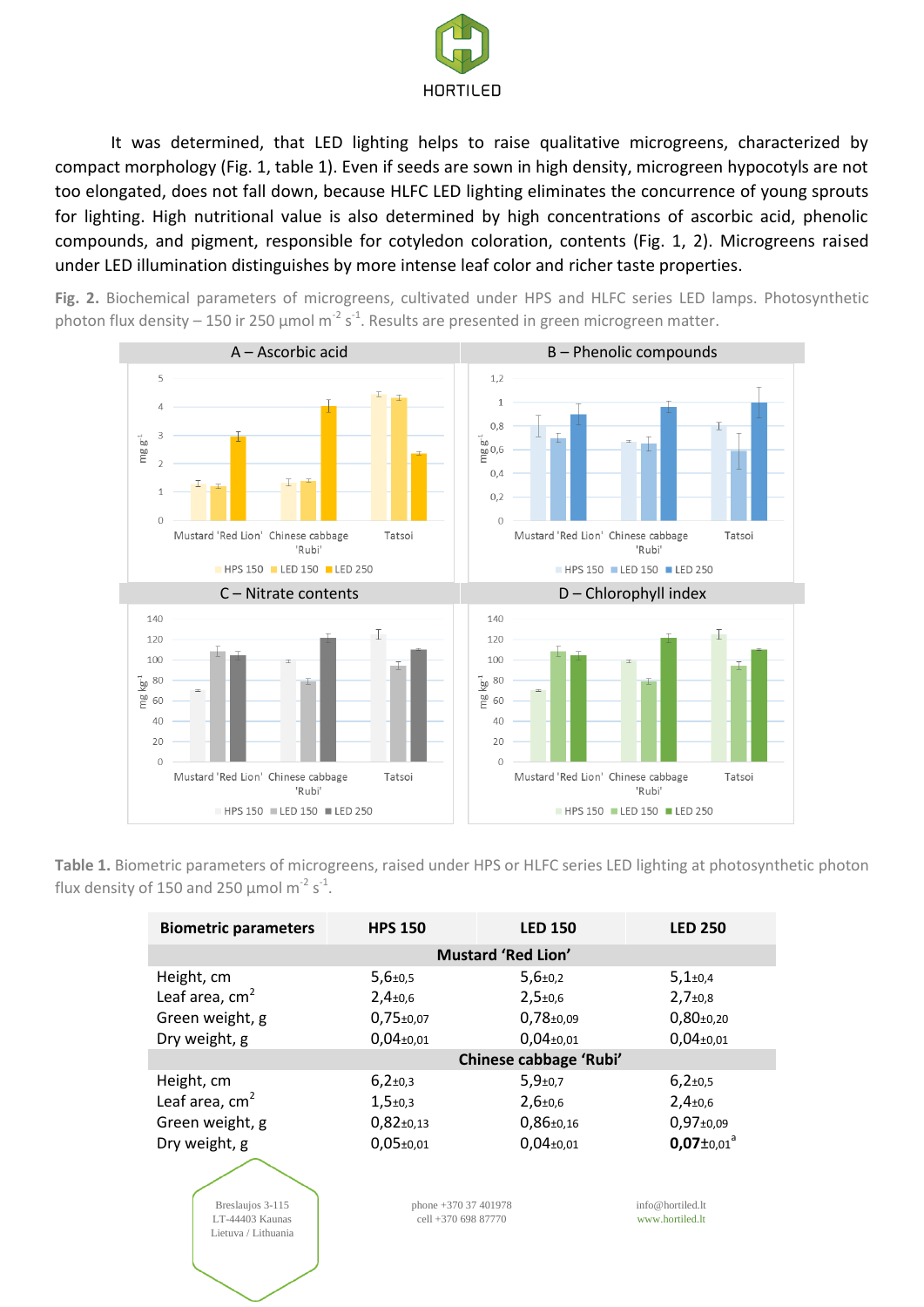It was determined, that LED lighting helps to raise qualitative microgreens, characterized by compact morphology (Fig. 1, table 1). Even if seeds are sown in high density, microgreen hypocotyls are not too elongated, does not fall down, because HLFC LED lighting eliminates the concurrence of young sprouts for lighting. High nutritional value is also determined by high concentrations of ascorbic acid, phenolic compounds, and pigment, responsible for cotyledon coloration, contents (Fig. 1, 2). Microgreens raised under LED illumination distinguishes by more intense leaf color and richer taste properties.

**Fig. 2.** Biochemical parameters of microgreens, cultivated under HPS and HLFC series LED lamps. Photosynthetic photon flux density – 150 ir 250 µmol m$^{-2}$ s$^{-1}$. Results are presented in green microgreen matter.

**Table 1.** Biometric parameters of microgreens, raised under HPS or HLFC series LED lighting at photosynthetic photon flux density of 150 and 250 µmol m$^{-2}$ s$^{-1}$.

| Biometric parameters | HPS 150 | LED 150 | LED 250 |
|---|---|---|---|
| | **Mustard 'Red Lion'** | | |
| Height, cm | 5,6±0,5 | 5,6±0,2 | 5,1±0,4 |
| Leaf area, cm$^2$ | 2,4±0,6 | 2,5±0,6 | 2,7±0,8 |
| Green weight, g | 0,75±0,07 | 0,78±0,09 | 0,80±0,20 |
| Dry weight, g | 0,04±0,01 | 0,04±0,01 | 0,04±0,01 |
| | **Chinese cabbage 'Rubi'** | | |
| Height, cm | 6,2±0,3 | 5,9±0,7 | 6,2±0,5 |
| Leaf area, cm$^2$ | 1,5±0,3 | 2,6±0,6 | 2,4±0,6 |
| Green weight, g | 0,82±0,13 | 0,86±0,16 | 0,97±0,09 |
| Dry weight, g | 0,05±0,01 | 0,04±0,01 | **0,07**±0,01[a] |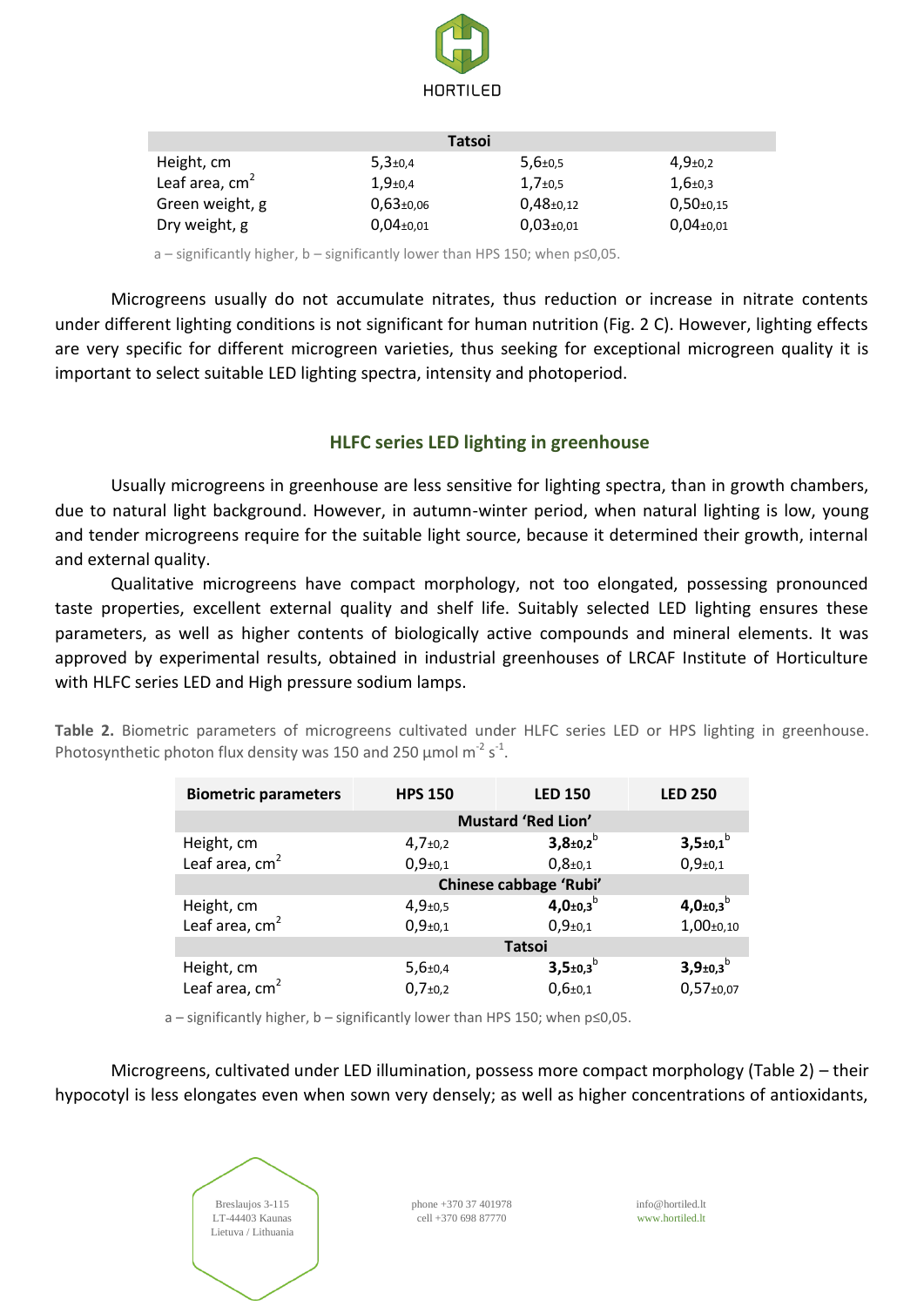| | | | |
|---|---|---|---|
| **Tatsoi** | | | |
| Height, cm | 5,3±0,4 | 5,6±0,5 | 4,9±0,2 |
| Leaf area, $cm^2$ | 1,9±0,4 | 1,7±0,5 | 1,6±0,3 |
| Green weight, g | 0,63±0,06 | 0,48±0,12 | 0,50±0,15 |
| Dry weight, g | 0,04±0,01 | 0,03±0,01 | 0,04±0,01 |

a – significantly higher, b – significantly lower than HPS 150; when p≤0,05.

Microgreens usually do not accumulate nitrates, thus reduction or increase in nitrate contents under different lighting conditions is not significant for human nutrition (Fig. 2 C). However, lighting effects are very specific for different microgreen varieties, thus seeking for exceptional microgreen quality it is important to select suitable LED lighting spectra, intensity and photoperiod.

## HLFC series LED lighting in greenhouse

Usually microgreens in greenhouse are less sensitive for lighting spectra, than in growth chambers, due to natural light background. However, in autumn-winter period, when natural lighting is low, young and tender microgreens require for the suitable light source, because it determined their growth, internal and external quality.

Qualitative microgreens have compact morphology, not too elongated, possessing pronounced taste properties, excellent external quality and shelf life. Suitably selected LED lighting ensures these parameters, as well as higher contents of biologically active compounds and mineral elements. It was approved by experimental results, obtained in industrial greenhouses of LRCAF Institute of Horticulture with HLFC series LED and High pressure sodium lamps.

**Table 2.** Biometric parameters of microgreens cultivated under HLFC series LED or HPS lighting in greenhouse. Photosynthetic photon flux density was 150 and 250 μmol $m^{-2}$ $s^{-1}$.

| Biometric parameters | HPS 150 | LED 150 | LED 250 |
|---|---|---|---|
| **Mustard 'Red Lion'** | | | |
| Height, cm | 4,7±0,2 | **3,8±0,2**[b] | **3,5±0,1**[b] |
| Leaf area, $cm^2$ | 0,9±0,1 | 0,8±0,1 | 0,9±0,1 |
| **Chinese cabbage 'Rubi'** | | | |
| Height, cm | 4,9±0,5 | **4,0±0,3**[b] | **4,0±0,3**[b] |
| Leaf area, $cm^2$ | 0,9±0,1 | 0,9±0,1 | 1,00±0,10 |
| **Tatsoi** | | | |
| Height, cm | 5,6±0,4 | **3,5±0,3**[b] | **3,9±0,3**[b] |
| Leaf area, $cm^2$ | 0,7±0,2 | 0,6±0,1 | 0,57±0,07 |

a – significantly higher, b – significantly lower than HPS 150; when p≤0,05.

Microgreens, cultivated under LED illumination, possess more compact morphology (Table 2) – their hypocotyl is less elongates even when sown very densely; as well as higher concentrations of antioxidants,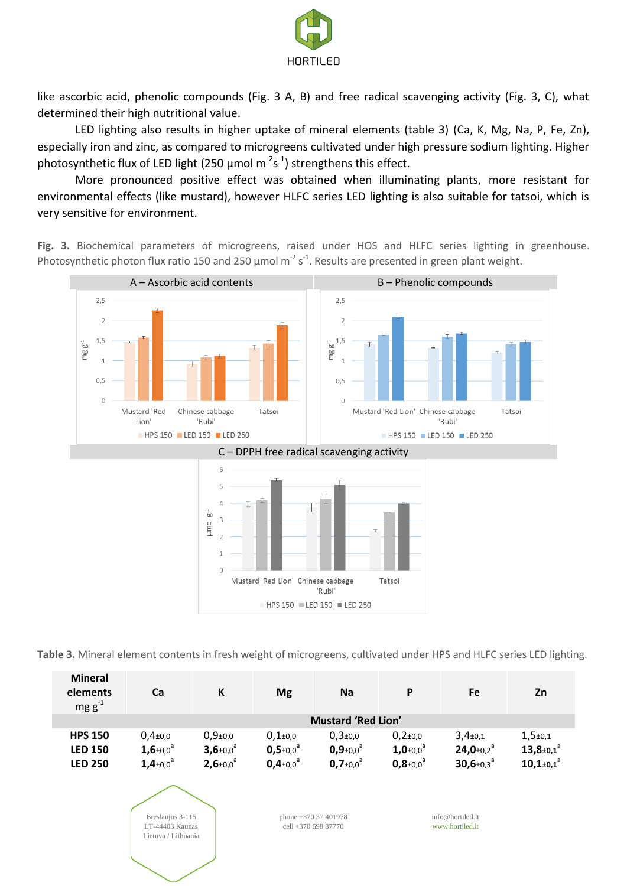like ascorbic acid, phenolic compounds (Fig. 3 A, B) and free radical scavenging activity (Fig. 3, C), what determined their high nutritional value.

LED lighting also results in higher uptake of mineral elements (table 3) (Ca, K, Mg, Na, P, Fe, Zn), especially iron and zinc, as compared to microgreens cultivated under high pressure sodium lighting. Higher photosynthetic flux of LED light (250 µmol $m^{-2}s^{-1}$) strengthens this effect.

More pronounced positive effect was obtained when illuminating plants, more resistant for environmental effects (like mustard), however HLFC series LED lighting is also suitable for tatsoi, which is very sensitive for environment.

**Fig. 3.** Biochemical parameters of microgreens, raised under HOS and HLFC series lighting in greenhouse. Photosynthetic photon flux ratio 150 and 250 µmol $m^{-2}$ $s^{-1}$. Results are presented in green plant weight.

A – Ascorbic acid contents

B – Phenolic compounds

C – DPPH free radical scavenging activity

**Table 3.** Mineral element contents in fresh weight of microgreens, cultivated under HPS and HLFC series LED lighting.

| Mineral elements mg $g^{-1}$ | Ca | K | Mg | Na | P | Fe | Zn |
|---|---|---|---|---|---|---|---|
| | | | | Mustard 'Red Lion' | | | |
| **HPS 150** | 0,4±0,0 | 0,9±0,0 | 0,1±0,0 | 0,3±0,0 | 0,2±0,0 | 3,4±0,1 | 1,5±0,1 |
| **LED 150** | **1,6**±0,0[a] | **3,6**±0,0[a] | **0,5**±0,0[a] | **0,9**±0,0[a] | **1,0**±0,0[a] | **24,0**±0,2[a] | **13,8**±0,1[a] |
| **LED 250** | **1,4**±0,0[a] | **2,6**±0,0[a] | **0,4**±0,0[a] | **0,7**±0,0[a] | **0,8**±0,0[a] | **30,6**±0,3[a] | **10,1**±0,1[a] |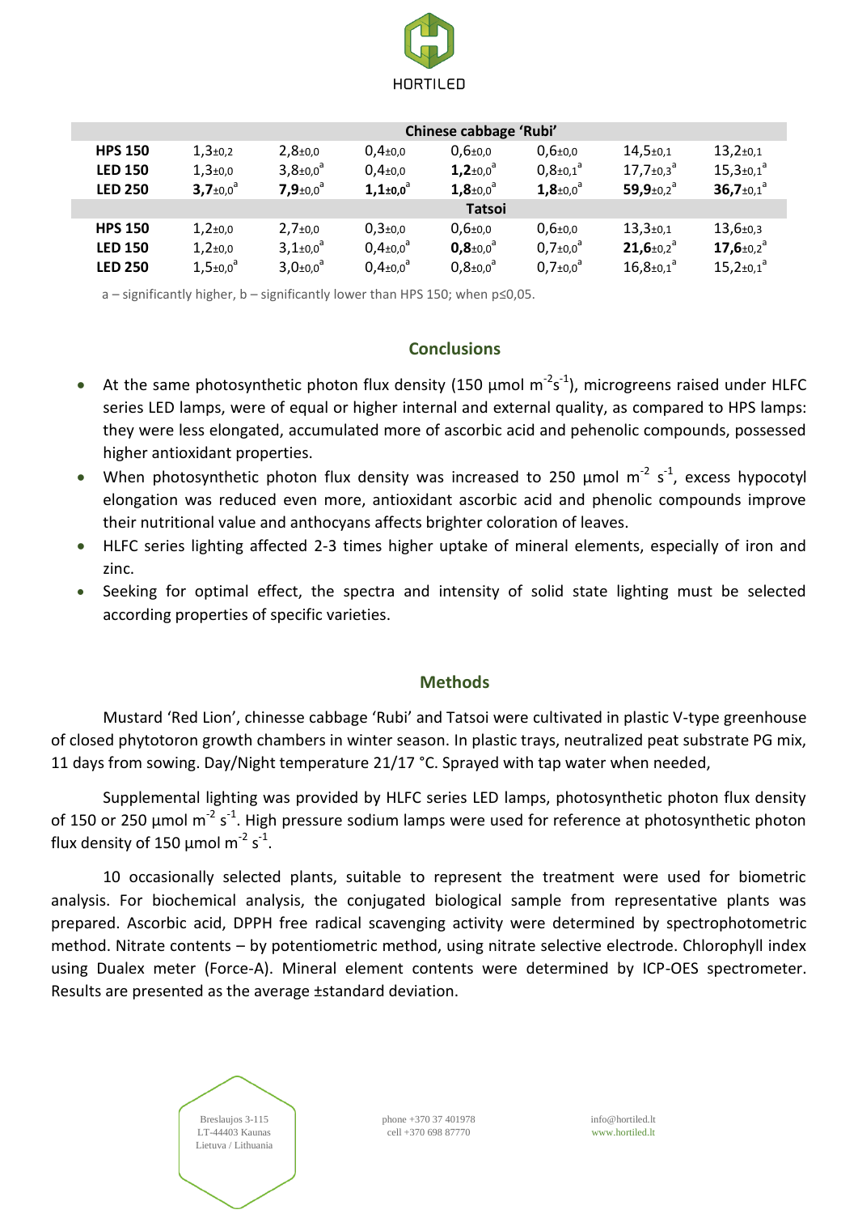| | | | | | | | |
|---|---|---|---|---|---|---|---|
| | **Chinese cabbage 'Rubi'** | | | | | | |
| **HPS 150** | 1,3±0,2 | 2,8±0,0 | 0,4±0,0 | 0,6±0,0 | 0,6±0,0 | 14,5±0,1 | 13,2±0,1 |
| **LED 150** | 1,3±0,0 | 3,8±0,0[a] | 0,4±0,0 | **1,2**±0,0[a] | 0,8±0,1[a] | 17,7±0,3[a] | 15,3±0,1[a] |
| **LED 250** | **3,7**±0,0[a] | **7,9**±0,0[a] | **1,1**±0,0[a] | **1,8**±0,0[a] | **1,8**±0,0[a] | **59,9**±0,2[a] | **36,7**±0,1[a] |
| | **Tatsoi** | | | | | | |
| **HPS 150** | 1,2±0,0 | 2,7±0,0 | 0,3±0,0 | 0,6±0,0 | 0,6±0,0 | 13,3±0,1 | 13,6±0,3 |
| **LED 150** | 1,2±0,0 | 3,1±0,0[a] | 0,4±0,0[a] | **0,8**±0,0[a] | 0,7±0,0[a] | **21,6**±0,2[a] | **17,6**±0,2[a] |
| **LED 250** | 1,5±0,0[a] | 3,0±0,0[a] | 0,4±0,0[a] | 0,8±0,0[a] | 0,7±0,0[a] | 16,8±0,1[a] | 15,2±0,1[a] |

a – significantly higher, b – significantly lower than HPS 150; when p≤0,05.

## Conclusions

- At the same photosynthetic photon flux density (150 µmol $m^{-2}s^{-1}$), microgreens raised under HLFC series LED lamps, were of equal or higher internal and external quality, as compared to HPS lamps: they were less elongated, accumulated more of ascorbic acid and pehenolic compounds, possessed higher antioxidant properties.
- When photosynthetic photon flux density was increased to 250 µmol $m^{-2}$ $s^{-1}$, excess hypocotyl elongation was reduced even more, antioxidant ascorbic acid and phenolic compounds improve their nutritional value and anthocyans affects brighter coloration of leaves.
- HLFC series lighting affected 2-3 times higher uptake of mineral elements, especially of iron and zinc.
- Seeking for optimal effect, the spectra and intensity of solid state lighting must be selected according properties of specific varieties.

## Methods

Mustard 'Red Lion', chinesse cabbage 'Rubi' and Tatsoi were cultivated in plastic V-type greenhouse of closed phytotoron growth chambers in winter season. In plastic trays, neutralized peat substrate PG mix, 11 days from sowing. Day/Night temperature 21/17 °C. Sprayed with tap water when needed,

Supplemental lighting was provided by HLFC series LED lamps, photosynthetic photon flux density of 150 or 250 µmol $m^{-2}$ $s^{-1}$. High pressure sodium lamps were used for reference at photosynthetic photon flux density of 150 µmol $m^{-2}$ $s^{-1}$.

10 occasionally selected plants, suitable to represent the treatment were used for biometric analysis. For biochemical analysis, the conjugated biological sample from representative plants was prepared. Ascorbic acid, DPPH free radical scavenging activity were determined by spectrophotometric method. Nitrate contents – by potentiometric method, using nitrate selective electrode. Chlorophyll index using Dualex meter (Force-A). Mineral element contents were determined by ICP-OES spectrometer. Results are presented as the average ±standard deviation.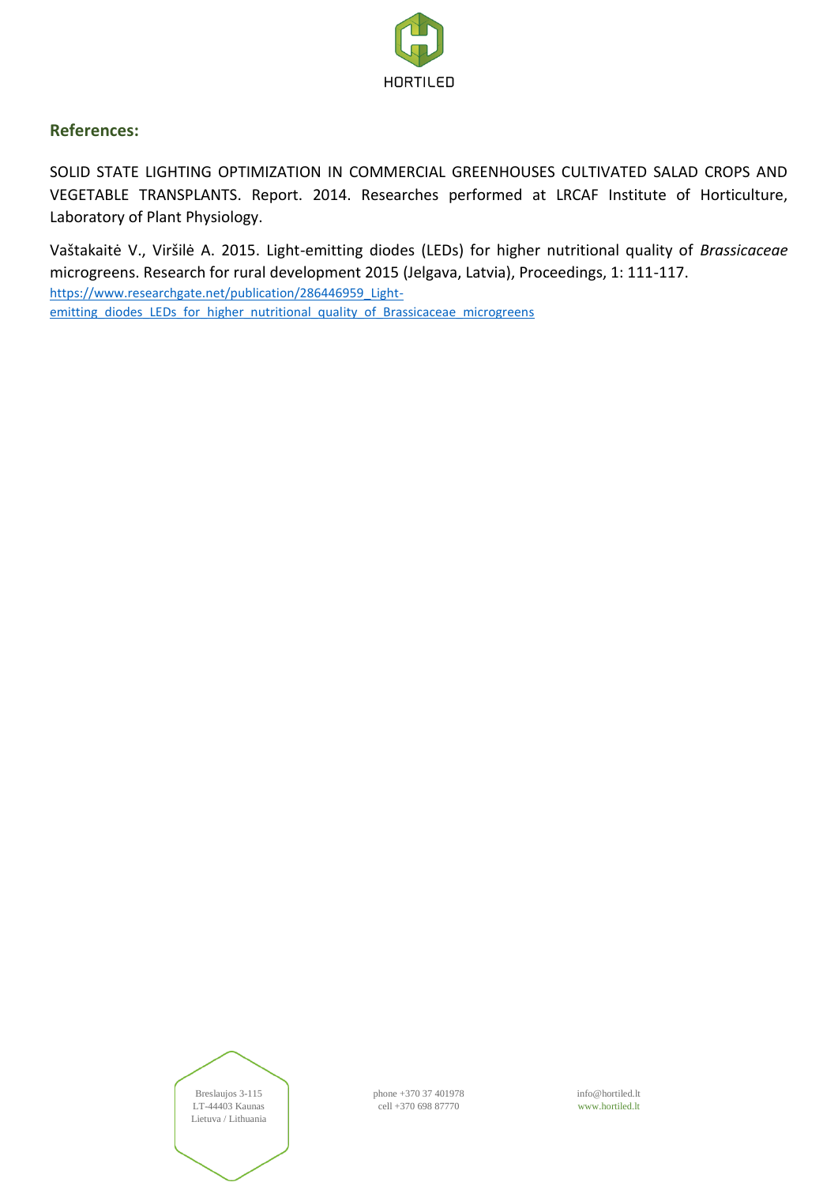## References:

SOLID STATE LIGHTING OPTIMIZATION IN COMMERCIAL GREENHOUSES CULTIVATED SALAD CROPS AND VEGETABLE TRANSPLANTS. Report. 2014. Researches performed at LRCAF Institute of Horticulture, Laboratory of Plant Physiology.

Vaštakaitė V., Viršilė A. 2015. Light-emitting diodes (LEDs) for higher nutritional quality of *Brassicaceae* microgreens. Research for rural development 2015 (Jelgava, Latvia), Proceedings, 1: 111-117. https://www.researchgate.net/publication/286446959_Light-emitting_diodes_LEDs_for_higher_nutritional_quality_of_Brassicaceae_microgreens

Breslaujos 3-115
LT-44403 Kaunas
Lietuva / Lithuania

phone +370 37 401978
cell +370 698 87770

info@hortiled.lt
www.hortiled.lt